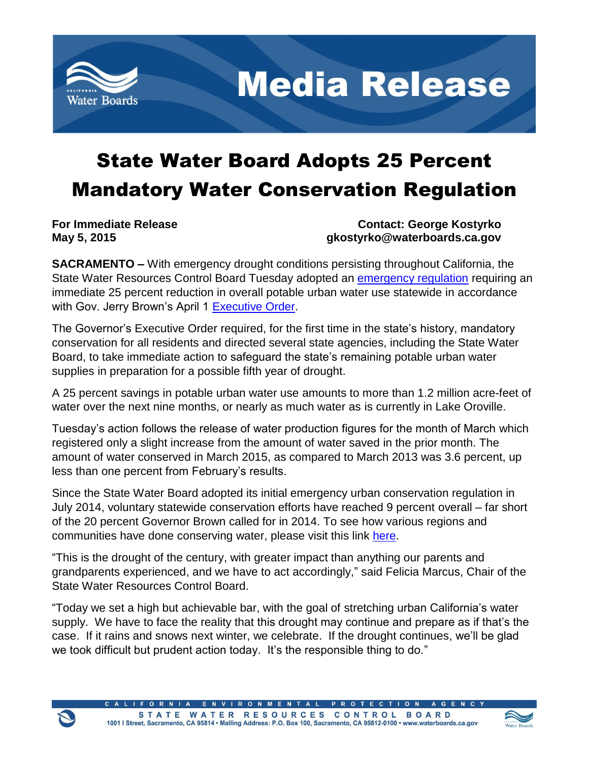# Media Release

# State Water Board Adopts 25 Percent Mandatory Water Conservation Regulation

**For Immediate Release**
**May 5, 2015**

**Contact: George Kostyrko**
**gkostyrko@waterboards.ca.gov**

**SACRAMENTO –** With emergency drought conditions persisting throughout California, the State Water Resources Control Board Tuesday adopted an emergency regulation requiring an immediate 25 percent reduction in overall potable urban water use statewide in accordance with Gov. Jerry Brown's April 1 Executive Order.

The Governor's Executive Order required, for the first time in the state's history, mandatory conservation for all residents and directed several state agencies, including the State Water Board, to take immediate action to safeguard the state's remaining potable urban water supplies in preparation for a possible fifth year of drought.

A 25 percent savings in potable urban water use amounts to more than 1.2 million acre-feet of water over the next nine months, or nearly as much water as is currently in Lake Oroville.

Tuesday's action follows the release of water production figures for the month of March which registered only a slight increase from the amount of water saved in the prior month. The amount of water conserved in March 2015, as compared to March 2013 was 3.6 percent, up less than one percent from February's results.

Since the State Water Board adopted its initial emergency urban conservation regulation in July 2014, voluntary statewide conservation efforts have reached 9 percent overall – far short of the 20 percent Governor Brown called for in 2014. To see how various regions and communities have done conserving water, please visit this link here.

"This is the drought of the century, with greater impact than anything our parents and grandparents experienced, and we have to act accordingly," said Felicia Marcus, Chair of the State Water Resources Control Board.

"Today we set a high but achievable bar, with the goal of stretching urban California's water supply. We have to face the reality that this drought may continue and prepare as if that's the case. If it rains and snows next winter, we celebrate. If the drought continues, we'll be glad we took difficult but prudent action today. It's the responsible thing to do."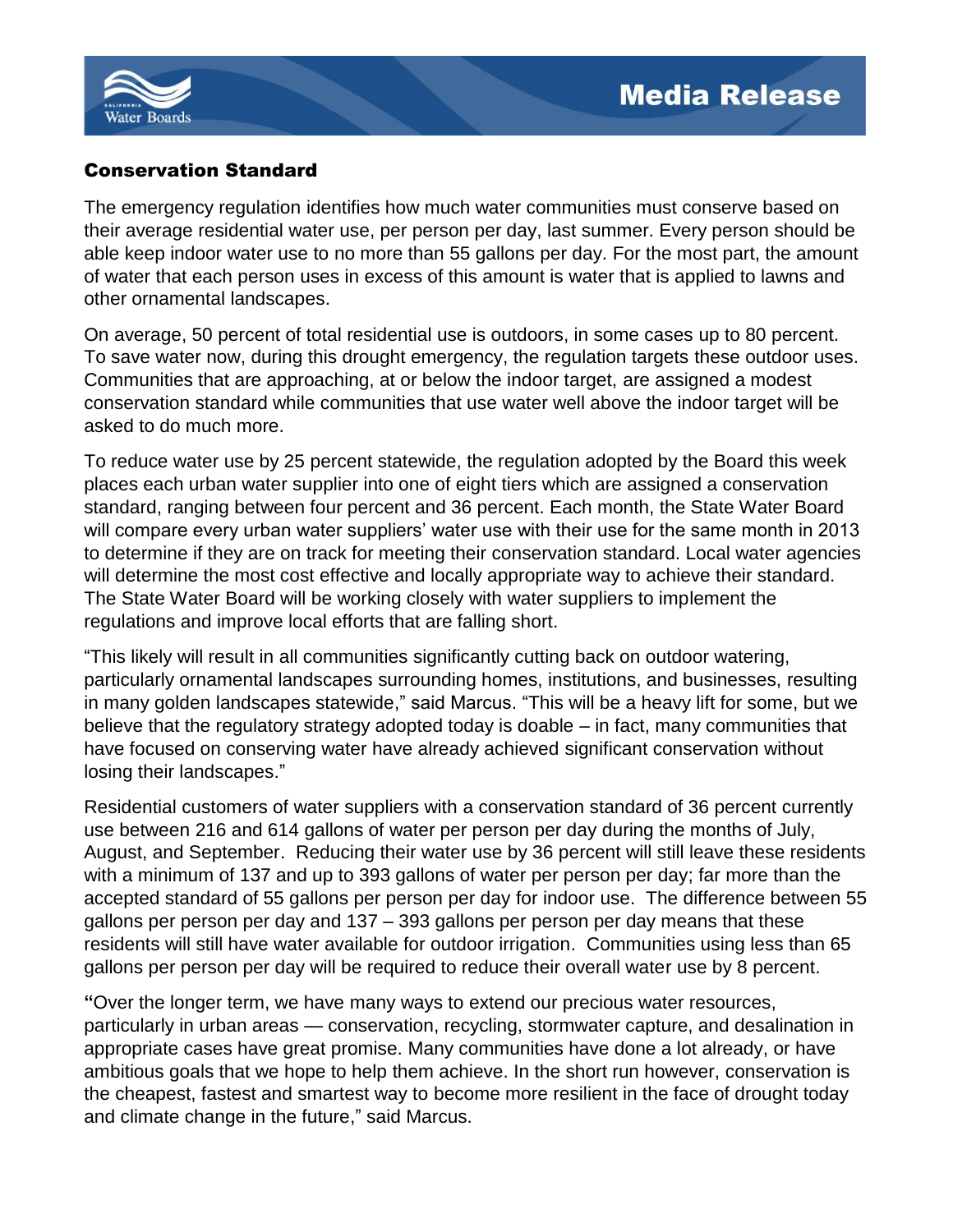## Conservation Standard

The emergency regulation identifies how much water communities must conserve based on their average residential water use, per person per day, last summer. Every person should be able keep indoor water use to no more than 55 gallons per day. For the most part, the amount of water that each person uses in excess of this amount is water that is applied to lawns and other ornamental landscapes.

On average, 50 percent of total residential use is outdoors, in some cases up to 80 percent. To save water now, during this drought emergency, the regulation targets these outdoor uses. Communities that are approaching, at or below the indoor target, are assigned a modest conservation standard while communities that use water well above the indoor target will be asked to do much more.

To reduce water use by 25 percent statewide, the regulation adopted by the Board this week places each urban water supplier into one of eight tiers which are assigned a conservation standard, ranging between four percent and 36 percent. Each month, the State Water Board will compare every urban water suppliers' water use with their use for the same month in 2013 to determine if they are on track for meeting their conservation standard. Local water agencies will determine the most cost effective and locally appropriate way to achieve their standard. The State Water Board will be working closely with water suppliers to implement the regulations and improve local efforts that are falling short.

"This likely will result in all communities significantly cutting back on outdoor watering, particularly ornamental landscapes surrounding homes, institutions, and businesses, resulting in many golden landscapes statewide," said Marcus. "This will be a heavy lift for some, but we believe that the regulatory strategy adopted today is doable – in fact, many communities that have focused on conserving water have already achieved significant conservation without losing their landscapes."

Residential customers of water suppliers with a conservation standard of 36 percent currently use between 216 and 614 gallons of water per person per day during the months of July, August, and September. Reducing their water use by 36 percent will still leave these residents with a minimum of 137 and up to 393 gallons of water per person per day; far more than the accepted standard of 55 gallons per person per day for indoor use. The difference between 55 gallons per person per day and 137 – 393 gallons per person per day means that these residents will still have water available for outdoor irrigation. Communities using less than 65 gallons per person per day will be required to reduce their overall water use by 8 percent.

"Over the longer term, we have many ways to extend our precious water resources, particularly in urban areas — conservation, recycling, stormwater capture, and desalination in appropriate cases have great promise. Many communities have done a lot already, or have ambitious goals that we hope to help them achieve. In the short run however, conservation is the cheapest, fastest and smartest way to become more resilient in the face of drought today and climate change in the future," said Marcus.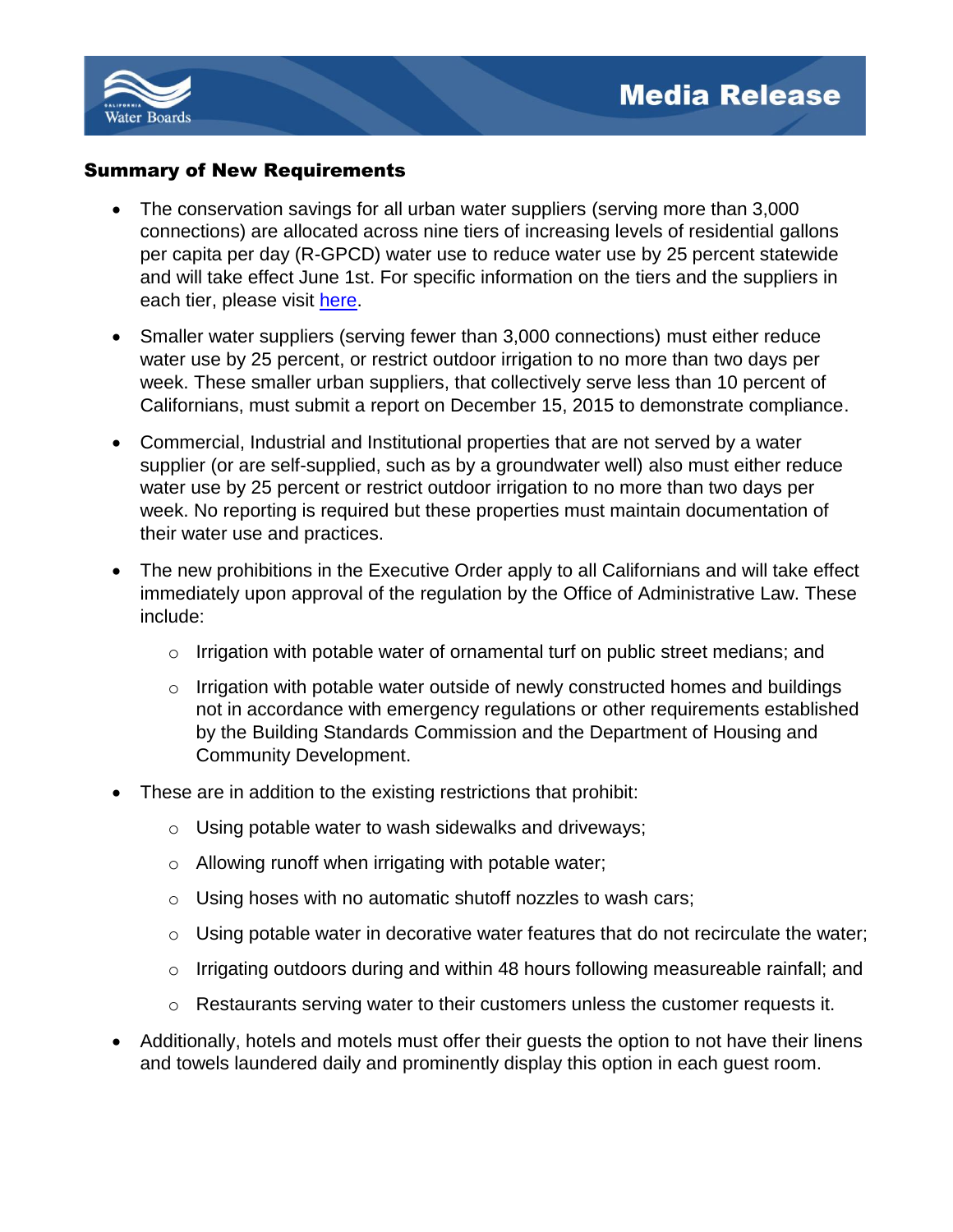## Summary of New Requirements

- The conservation savings for all urban water suppliers (serving more than 3,000 connections) are allocated across nine tiers of increasing levels of residential gallons per capita per day (R-GPCD) water use to reduce water use by 25 percent statewide and will take effect June 1st. For specific information on the tiers and the suppliers in each tier, please visit here.
- Smaller water suppliers (serving fewer than 3,000 connections) must either reduce water use by 25 percent, or restrict outdoor irrigation to no more than two days per week. These smaller urban suppliers, that collectively serve less than 10 percent of Californians, must submit a report on December 15, 2015 to demonstrate compliance.
- Commercial, Industrial and Institutional properties that are not served by a water supplier (or are self-supplied, such as by a groundwater well) also must either reduce water use by 25 percent or restrict outdoor irrigation to no more than two days per week. No reporting is required but these properties must maintain documentation of their water use and practices.
- The new prohibitions in the Executive Order apply to all Californians and will take effect immediately upon approval of the regulation by the Office of Administrative Law. These include:
  - Irrigation with potable water of ornamental turf on public street medians; and
  - Irrigation with potable water outside of newly constructed homes and buildings not in accordance with emergency regulations or other requirements established by the Building Standards Commission and the Department of Housing and Community Development.
- These are in addition to the existing restrictions that prohibit:
  - Using potable water to wash sidewalks and driveways;
  - Allowing runoff when irrigating with potable water;
  - Using hoses with no automatic shutoff nozzles to wash cars;
  - Using potable water in decorative water features that do not recirculate the water;
  - Irrigating outdoors during and within 48 hours following measureable rainfall; and
  - Restaurants serving water to their customers unless the customer requests it.
- Additionally, hotels and motels must offer their guests the option to not have their linens and towels laundered daily and prominently display this option in each guest room.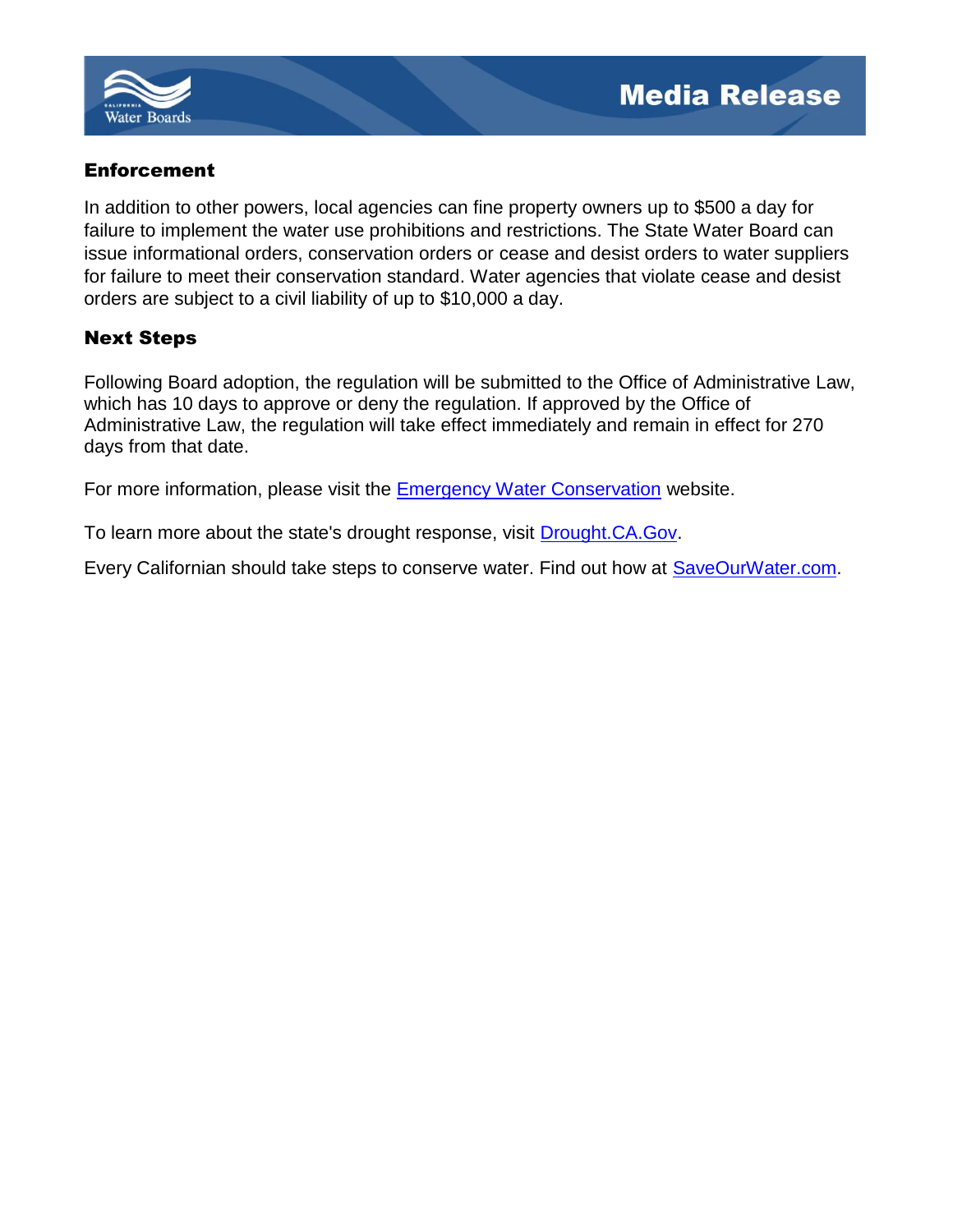## Enforcement

In addition to other powers, local agencies can fine property owners up to $500 a day for failure to implement the water use prohibitions and restrictions. The State Water Board can issue informational orders, conservation orders or cease and desist orders to water suppliers for failure to meet their conservation standard. Water agencies that violate cease and desist orders are subject to a civil liability of up to $10,000 a day.

## Next Steps

Following Board adoption, the regulation will be submitted to the Office of Administrative Law, which has 10 days to approve or deny the regulation. If approved by the Office of Administrative Law, the regulation will take effect immediately and remain in effect for 270 days from that date.

For more information, please visit the Emergency Water Conservation website.

To learn more about the state's drought response, visit Drought.CA.Gov.

Every Californian should take steps to conserve water. Find out how at SaveOurWater.com.